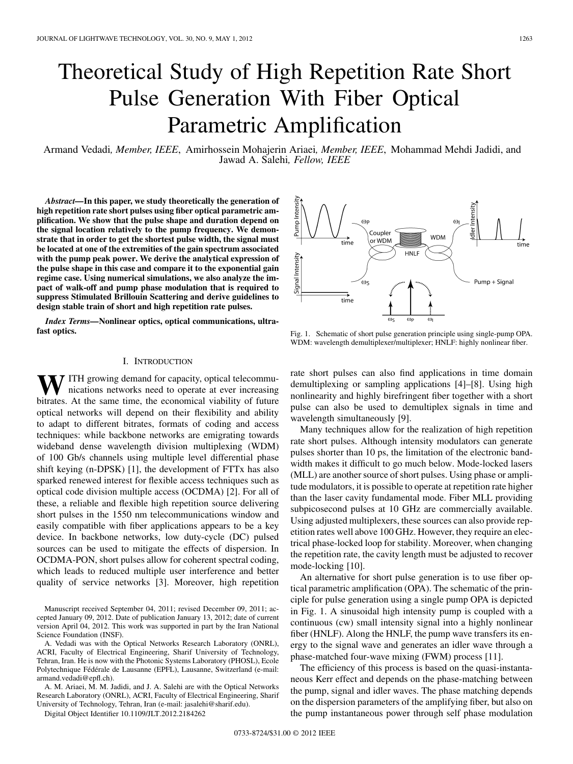# Theoretical Study of High Repetition Rate Short Pulse Generation With Fiber Optical Parametric Amplification

Armand Vedadi, *Member, IEEE*, Amirhossein Mohajerin Ariaei, *Member, IEEE*, Mohammad Mehdi Jadidi, and Jawad A. Salehi, *Fellow, IEEE*

***Abstract*—In this paper, we study theoretically the generation of high repetition rate short pulses using fiber optical parametric amplification. We show that the pulse shape and duration depend on the signal location relatively to the pump frequency. We demonstrate that in order to get the shortest pulse width, the signal must be located at one of the extremities of the gain spectrum associated with the pump peak power. We derive the analytical expression of the pulse shape in this case and compare it to the exponential gain regime case. Using numerical simulations, we also analyze the impact of walk-off and pump phase modulation that is required to suppress Stimulated Brillouin Scattering and derive guidelines to design stable train of short and high repetition rate pulses.**

***Index Terms*—Nonlinear optics, optical communications, ultrafast optics.**

Fig. 1. Schematic of short pulse generation principle using single-pump OPA. WDM: wavelength demultiplexer/multiplexer; HNLF: highly nonlinear fiber.

## I. Introduction

With growing demand for capacity, optical telecommunications networks need to operate at ever increasing bitrates. At the same time, the economical viability of future optical networks will depend on their flexibility and ability to adapt to different bitrates, formats of coding and access techniques: while backbone networks are emigrating towards wideband dense wavelength division multiplexing (WDM) of 100 Gb/s channels using multiple level differential phase shift keying (n-DPSK) [1], the development of FTTx has also sparked renewed interest for flexible access techniques such as optical code division multiple access (OCDMA) [2]. For all of these, a reliable and flexible high repetition source delivering short pulses in the 1550 nm telecommunications window and easily compatible with fiber applications appears to be a key device. In backbone networks, low duty-cycle (DC) pulsed sources can be used to mitigate the effects of dispersion. In OCDMA-PON, short pulses allow for coherent spectral coding, which leads to reduced multiple user interference and better quality of service networks [3]. Moreover, high repetition rate short pulses can also find applications in time domain demultiplexing or sampling applications [4]–[8]. Using high nonlinearity and highly birefringent fiber together with a short pulse can also be used to demultiplex signals in time and wavelength simultaneously [9].

Many techniques allow for the realization of high repetition rate short pulses. Although intensity modulators can generate pulses shorter than 10 ps, the limitation of the electronic bandwidth makes it difficult to go much below. Mode-locked lasers (MLL) are another source of short pulses. Using phase or amplitude modulators, it is possible to operate at repetition rate higher than the laser cavity fundamental mode. Fiber MLL providing subpicosecond pulses at 10 GHz are commercially available. Using adjusted multiplexers, these sources can also provide repetition rates well above 100 GHz. However, they require an electrical phase-locked loop for stability. Moreover, when changing the repetition rate, the cavity length must be adjusted to recover mode-locking [10].

An alternative for short pulse generation is to use fiber optical parametric amplification (OPA). The schematic of the principle for pulse generation using a single pump OPA is depicted in Fig. 1. A sinusoidal high intensity pump is coupled with a continuous (cw) small intensity signal into a highly nonlinear fiber (HNLF). Along the HNLF, the pump wave transfers its energy to the signal wave and generates an idler wave through a phase-matched four-wave mixing (FWM) process [11].

The efficiency of this process is based on the quasi-instantaneous Kerr effect and depends on the phase-matching between the pump, signal and idler waves. The phase matching depends on the dispersion parameters of the amplifying fiber, but also on the pump instantaneous power through self phase modulation

Manuscript received September 04, 2011; revised December 09, 2011; accepted January 09, 2012. Date of publication January 13, 2012; date of current version April 04, 2012. This work was supported in part by the Iran National Science Foundation (INSF).

A. Vedadi was with the Optical Networks Research Laboratory (ONRL), ACRI, Faculty of Electrical Engineering, Sharif University of Technology, Tehran, Iran. He is now with the Photonic Systems Laboratory (PHOSL), Ecole Polytechnique Fédérale de Lausanne (EPFL), Lausanne, Switzerland (e-mail: armand.vedadi@epfl.ch).

A. M. Ariaei, M. M. Jadidi, and J. A. Salehi are with the Optical Networks Research Laboratory (ONRL), ACRI, Faculty of Electrical Engineering, Sharif University of Technology, Tehran, Iran (e-mail: jasalehi@sharif.edu).

Digital Object Identifier 10.1109/JLT.2012.2184262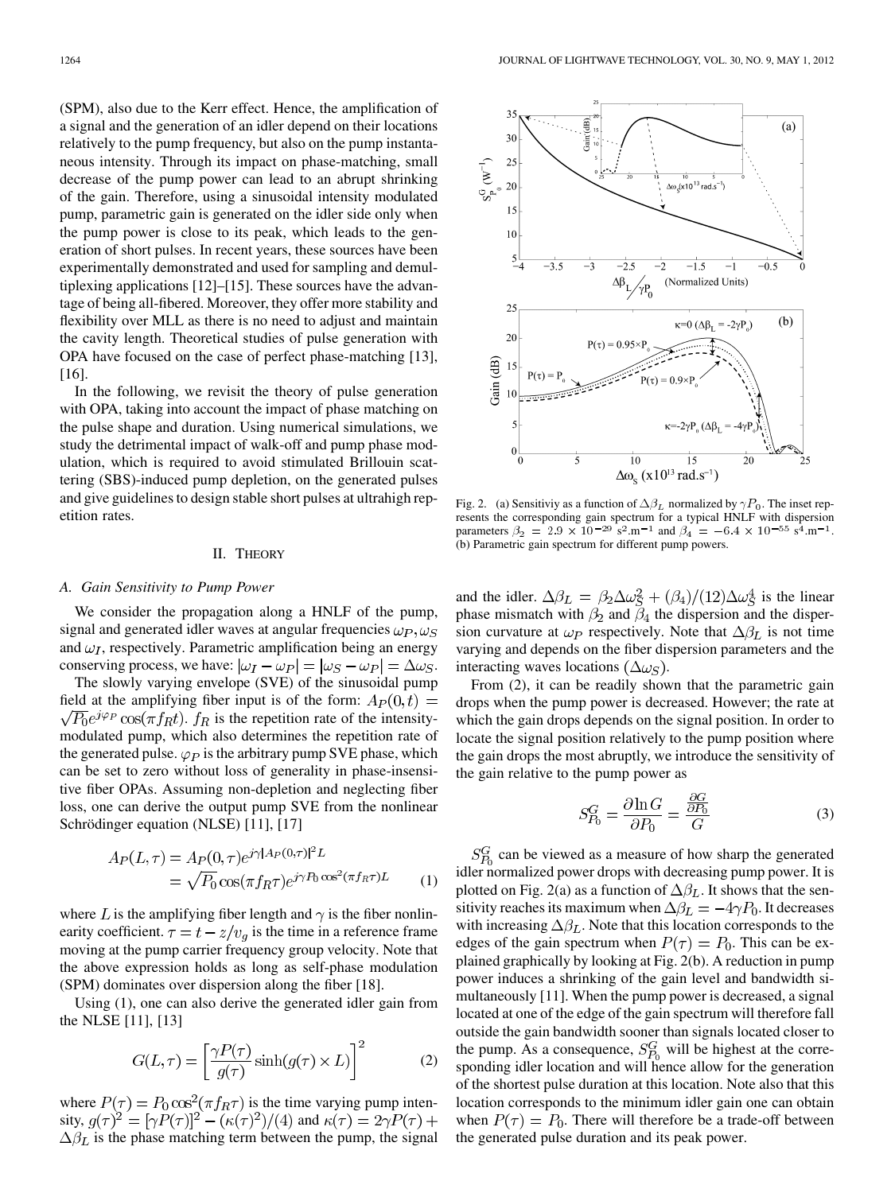(SPM), also due to the Kerr effect. Hence, the amplification of a signal and the generation of an idler depend on their locations relatively to the pump frequency, but also on the pump instantaneous intensity. Through its impact on phase-matching, small decrease of the pump power can lead to an abrupt shrinking of the gain. Therefore, using a sinusoidal intensity modulated pump, parametric gain is generated on the idler side only when the pump power is close to its peak, which leads to the generation of short pulses. In recent years, these sources have been experimentally demonstrated and used for sampling and demultiplexing applications [12]–[15]. These sources have the advantage of being all-fibered. Moreover, they offer more stability and flexibility over MLL as there is no need to adjust and maintain the cavity length. Theoretical studies of pulse generation with OPA have focused on the case of perfect phase-matching [13], [16].

In the following, we revisit the theory of pulse generation with OPA, taking into account the impact of phase matching on the pulse shape and duration. Using numerical simulations, we study the detrimental impact of walk-off and pump phase modulation, which is required to avoid stimulated Brillouin scattering (SBS)-induced pump depletion, on the generated pulses and give guidelines to design stable short pulses at ultrahigh repetition rates.

## II. Theory

### A. Gain Sensitivity to Pump Power

We consider the propagation along a HNLF of the pump, signal and generated idler waves at angular frequencies $\omega_P, \omega_S$ and $\omega_I$, respectively. Parametric amplification being an energy conserving process, we have: $|\omega_I - \omega_P| = |\omega_S - \omega_P| = \Delta\omega_S$.

The slowly varying envelope (SVE) of the sinusoidal pump field at the amplifying fiber input is of the form: $A_P(0,t) = \sqrt{P_0}e^{j\varphi_P}\cos(\pi f_R t)$. $f_R$ is the repetition rate of the intensity-modulated pump, which also determines the repetition rate of the generated pulse. $\varphi_P$ is the arbitrary pump SVE phase, which can be set to zero without loss of generality in phase-insensitive fiber OPAs. Assuming non-depletion and neglecting fiber loss, one can derive the output pump SVE from the nonlinear Schrödinger equation (NLSE) [11], [17]

$$A_P(L,\tau) = A_P(0,\tau)e^{j\gamma|A_P(0,\tau)|^2 L} = \sqrt{P_0}\cos(\pi f_R \tau)e^{j\gamma P_0 \cos^2(\pi f_R \tau)L} \quad (1)$$

where $L$ is the amplifying fiber length and $\gamma$ is the fiber nonlinearity coefficient. $\tau = t - z/v_g$ is the time in a reference frame moving at the pump carrier frequency group velocity. Note that the above expression holds as long as self-phase modulation (SPM) dominates over dispersion along the fiber [18].

Using (1), one can also derive the generated idler gain from the NLSE [11], [13]

$$G(L,\tau) = \left[\frac{\gamma P(\tau)}{g(\tau)}\sinh(g(\tau)\times L)\right]^2 \quad (2)$$

where $P(\tau) = P_0\cos^2(\pi f_R \tau)$ is the time varying pump intensity, $g(\tau)^2 = [\gamma P(\tau)]^2 - (\kappa(\tau)^2)/(4)$ and $\kappa(\tau) = 2\gamma P(\tau) + \Delta\beta_L$ is the phase matching term between the pump, the signal and the idler. $\Delta\beta_L = \beta_2\Delta\omega_S^2 + (\beta_4)/(12)\Delta\omega_S^4$ is the linear phase mismatch with $\beta_2$ and $\beta_4$ the dispersion and the dispersion curvature at $\omega_P$ respectively. Note that $\Delta\beta_L$ is not time varying and depends on the fiber dispersion parameters and the interacting waves locations ($\Delta\omega_S$).

Fig. 2. (a) Sensitiviy as a function of $\Delta\beta_L$ normalized by $\gamma P_0$. The inset represents the corresponding gain spectrum for a typical HNLF with dispersion parameters $\beta_2 = 2.9 \times 10^{-29}$ s$^2$.m$^{-1}$ and $\beta_4 = -6.4 \times 10^{-55}$ s$^4$.m$^{-1}$. (b) Parametric gain spectrum for different pump powers.

From (2), it can be readily shown that the parametric gain drops when the pump power is decreased. However; the rate at which the gain drops depends on the signal position. In order to locate the signal position relatively to the pump position where the gain drops the most abruptly, we introduce the sensitivity of the gain relative to the pump power as

$$S_{P_0}^G = \frac{\partial \ln G}{\partial P_0} = \frac{\frac{\partial G}{\partial P_0}}{G} \quad (3)$$

$S_{P_0}^G$ can be viewed as a measure of how sharp the generated idler normalized power drops with decreasing pump power. It is plotted on Fig. 2(a) as a function of $\Delta\beta_L$. It shows that the sensitivity reaches its maximum when $\Delta\beta_L = -4\gamma P_0$. It decreases with increasing $\Delta\beta_L$. Note that this location corresponds to the edges of the gain spectrum when $P(\tau) = P_0$. This can be explained graphically by looking at Fig. 2(b). A reduction in pump power induces a shrinking of the gain level and bandwidth simultaneously [11]. When the pump power is decreased, a signal located at one of the edge of the gain spectrum will therefore fall outside the gain bandwidth sooner than signals located closer to the pump. As a consequence, $S_{P_0}^G$ will be highest at the corresponding idler location and will hence allow for the generation of the shortest pulse duration at this location. Note also that this location corresponds to the minimum idler gain one can obtain when $P(\tau) = P_0$. There will therefore be a trade-off between the generated pulse duration and its peak power.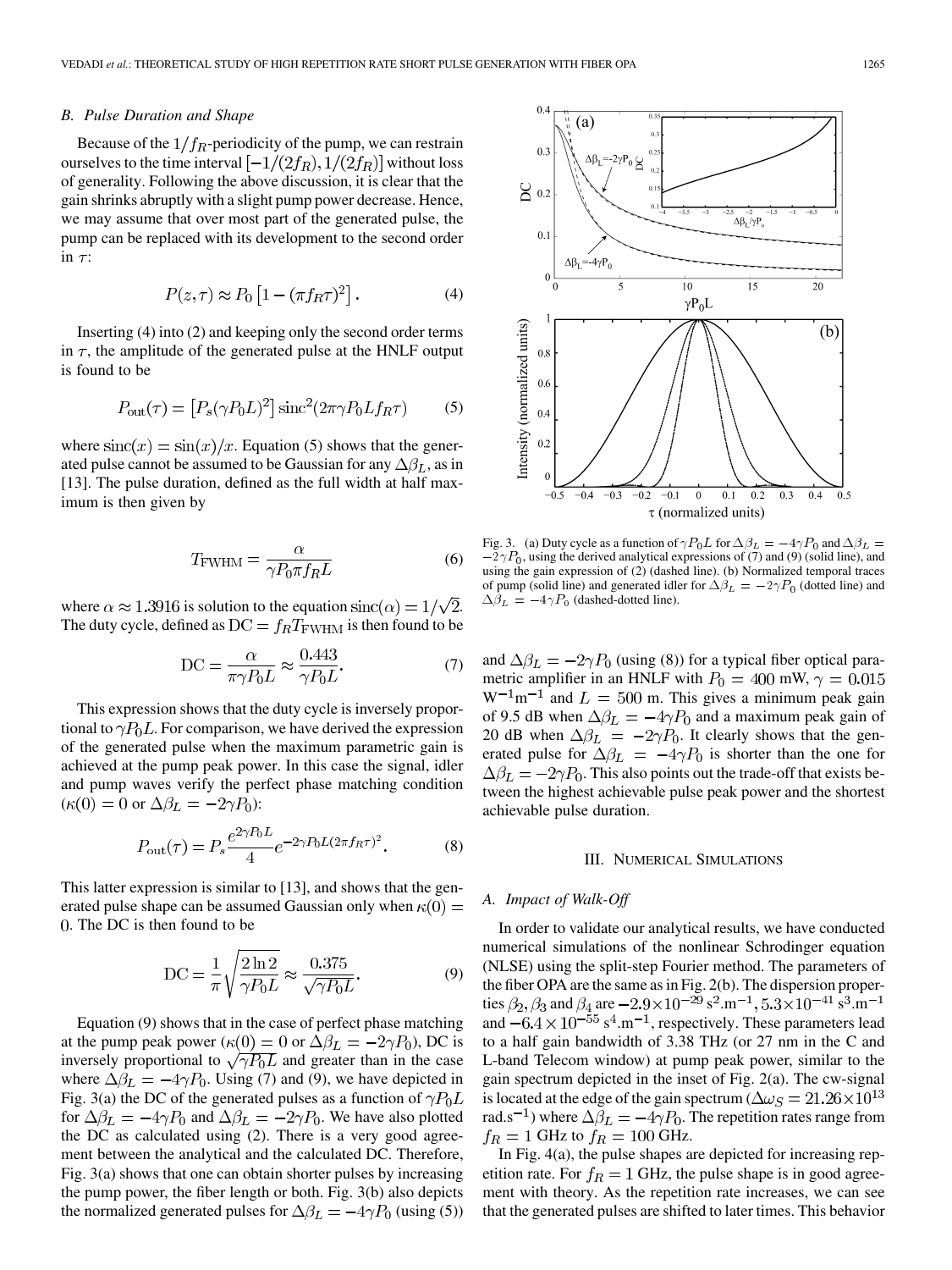### B. Pulse Duration and Shape

Because of the $1/f_R$-periodicity of the pump, we can restrain ourselves to the time interval $[-1/(2f_R), 1/(2f_R)]$ without loss of generality. Following the above discussion, it is clear that the gain shrinks abruptly with a slight pump power decrease. Hence, we may assume that over most part of the generated pulse, the pump can be replaced with its development to the second order in $\tau$:

$$P(z,\tau) \approx P_0 \left[1 - (\pi f_R \tau)^2\right]. \tag{4}$$

Inserting (4) into (2) and keeping only the second order terms in $\tau$, the amplitude of the generated pulse at the HNLF output is found to be

$$P_{\text{out}}(\tau) = \left[P_s(\gamma P_0 L)^2\right] \text{sinc}^2(2\pi\gamma P_0 L f_R \tau) \tag{5}$$

where $\text{sinc}(x) = \sin(x)/x$. Equation (5) shows that the generated pulse cannot be assumed to be Gaussian for any $\Delta\beta_L$, as in [13]. The pulse duration, defined as the full width at half maximum is then given by

$$T_{\text{FWHM}} = \frac{\alpha}{\gamma P_0 \pi f_R L} \tag{6}$$

where $\alpha \approx 1.3916$ is solution to the equation $\text{sinc}(\alpha) = 1/\sqrt{2}$. The duty cycle, defined as $\text{DC} = f_R T_{\text{FWHM}}$ is then found to be

$$\text{DC} = \frac{\alpha}{\pi\gamma P_0 L} \approx \frac{0.443}{\gamma P_0 L}. \tag{7}$$

This expression shows that the duty cycle is inversely proportional to $\gamma P_0 L$. For comparison, we have derived the expression of the generated pulse when the maximum parametric gain is achieved at the pump peak power. In this case the signal, idler and pump waves verify the perfect phase matching condition ($\kappa(0) = 0$ or $\Delta\beta_L = -2\gamma P_0$):

$$P_{\text{out}}(\tau) = P_s \frac{e^{2\gamma P_0 L}}{4} e^{-2\gamma P_0 L (2\pi f_R \tau)^2}. \tag{8}$$

This latter expression is similar to [13], and shows that the generated pulse shape can be assumed Gaussian only when $\kappa(0) = 0$. The DC is then found to be

$$\text{DC} = \frac{1}{\pi}\sqrt{\frac{2\ln 2}{\gamma P_0 L}} \approx \frac{0.375}{\sqrt{\gamma P_0 L}}. \tag{9}$$

Equation (9) shows that in the case of perfect phase matching at the pump peak power ($\kappa(0) = 0$ or $\Delta\beta_L = -2\gamma P_0$), DC is inversely proportional to $\sqrt{\gamma P_0 L}$ and greater than in the case where $\Delta\beta_L = -4\gamma P_0$. Using (7) and (9), we have depicted in Fig. 3(a) the DC of the generated pulses as a function of $\gamma P_0 L$ for $\Delta\beta_L = -4\gamma P_0$ and $\Delta\beta_L = -2\gamma P_0$. We have also plotted the DC as calculated using (2). There is a very good agreement between the analytical and the calculated DC. Therefore, Fig. 3(a) shows that one can obtain shorter pulses by increasing the pump power, the fiber length or both. Fig. 3(b) also depicts the normalized generated pulses for $\Delta\beta_L = -4\gamma P_0$ (using (5)) and $\Delta\beta_L = -2\gamma P_0$ (using (8)) for a typical fiber optical parametric amplifier in an HNLF with $P_0 = 400$ mW, $\gamma = 0.015$ W$^{-1}$m$^{-1}$ and $L = 500$ m. This gives a minimum peak gain of 9.5 dB when $\Delta\beta_L = -4\gamma P_0$ and a maximum peak gain of 20 dB when $\Delta\beta_L = -2\gamma P_0$. It clearly shows that the generated pulse for $\Delta\beta_L = -4\gamma P_0$ is shorter than the one for $\Delta\beta_L = -2\gamma P_0$. This also points out the trade-off that exists between the highest achievable pulse peak power and the shortest achievable pulse duration.

Fig. 3. (a) Duty cycle as a function of $\gamma P_0 L$ for $\Delta\beta_L = -4\gamma P_0$ and $\Delta\beta_L = -2\gamma P_0$, using the derived analytical expressions of (7) and (9) (solid line), and using the gain expression of (2) (dashed line). (b) Normalized temporal traces of pump (solid line) and generated idler for $\Delta\beta_L = -2\gamma P_0$ (dotted line) and $\Delta\beta_L = -4\gamma P_0$ (dashed-dotted line).

## III. Numerical Simulations

### A. Impact of Walk-Off

In order to validate our analytical results, we have conducted numerical simulations of the nonlinear Schrodinger equation (NLSE) using the split-step Fourier method. The parameters of the fiber OPA are the same as in Fig. 2(b). The dispersion properties $\beta_2, \beta_3$ and $\beta_4$ are $-2.9\times10^{-29}$ s$^2$.m$^{-1}$, $5.3\times10^{-41}$ s$^3$.m$^{-1}$ and $-6.4\times10^{-55}$ s$^4$.m$^{-1}$, respectively. These parameters lead to a half gain bandwidth of 3.38 THz (or 27 nm in the C and L-band Telecom window) at pump peak power, similar to the gain spectrum depicted in the inset of Fig. 2(a). The cw-signal is located at the edge of the gain spectrum ($\Delta\omega_S = 21.26\times10^{13}$ rad.s$^{-1}$) where $\Delta\beta_L = -4\gamma P_0$. The repetition rates range from $f_R = 1$ GHz to $f_R = 100$ GHz.

In Fig. 4(a), the pulse shapes are depicted for increasing repetition rate. For $f_R = 1$ GHz, the pulse shape is in good agreement with theory. As the repetition rate increases, we can see that the generated pulses are shifted to later times. This behavior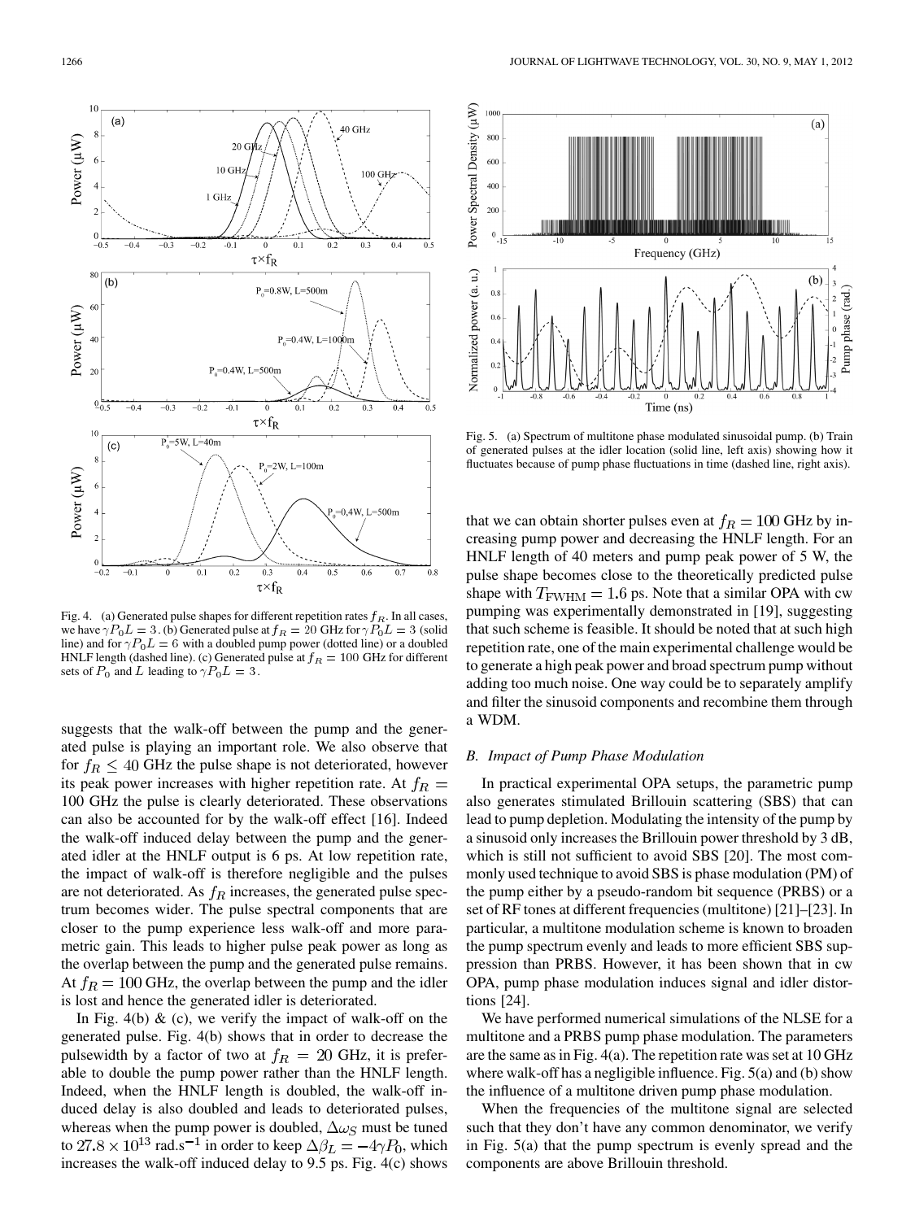Fig. 4. (a) Generated pulse shapes for different repetition rates $f_R$. In all cases, we have $\gamma P_0 L = 3$. (b) Generated pulse at $f_R = 20$ GHz for $\gamma P_0 L = 3$ (solid line) and for $\gamma P_0 L = 6$ with a doubled pump power (dotted line) or a doubled HNLF length (dashed line). (c) Generated pulse at $f_R = 100$ GHz for different sets of $P_0$ and $L$ leading to $\gamma P_0 L = 3$.

suggests that the walk-off between the pump and the generated pulse is playing an important role. We also observe that for $f_R \leq 40$ GHz the pulse shape is not deteriorated, however its peak power increases with higher repetition rate. At $f_R = 100$ GHz the pulse is clearly deteriorated. These observations can also be accounted for by the walk-off effect [16]. Indeed the walk-off induced delay between the pump and the generated idler at the HNLF output is 6 ps. At low repetition rate, the impact of walk-off is therefore negligible and the pulses are not deteriorated. As $f_R$ increases, the generated pulse spectrum becomes wider. The pulse spectral components that are closer to the pump experience less walk-off and more parametric gain. This leads to higher pulse peak power as long as the overlap between the pump and the generated pulse remains. At $f_R = 100$ GHz, the overlap between the pump and the idler is lost and hence the generated idler is deteriorated.

In Fig. 4(b) & (c), we verify the impact of walk-off on the generated pulse. Fig. 4(b) shows that in order to decrease the pulsewidth by a factor of two at $f_R = 20$ GHz, it is preferable to double the pump power rather than the HNLF length. Indeed, when the HNLF length is doubled, the walk-off induced delay is also doubled and leads to deteriorated pulses, whereas when the pump power is doubled, $\Delta\omega_S$ must be tuned to $27.8 \times 10^{13}$ rad.s$^{-1}$ in order to keep $\Delta\beta_L = -4\gamma P_0$, which increases the walk-off induced delay to 9.5 ps. Fig. 4(c) shows that we can obtain shorter pulses even at $f_R = 100$ GHz by increasing pump power and decreasing the HNLF length. For an HNLF length of 40 meters and pump peak power of 5 W, the pulse shape becomes close to the theoretically predicted pulse shape with $T_{\mathrm{FWHM}} = 1.6$ ps. Note that a similar OPA with cw pumping was experimentally demonstrated in [19], suggesting that such scheme is feasible. It should be noted that at such high repetition rate, one of the main experimental challenge would be to generate a high peak power and broad spectrum pump without adding too much noise. One way could be to separately amplify and filter the sinusoid components and recombine them through a WDM.

Fig. 5. (a) Spectrum of multitone phase modulated sinusoidal pump. (b) Train of generated pulses at the idler location (solid line, left axis) showing how it fluctuates because of pump phase fluctuations in time (dashed line, right axis).

### B. Impact of Pump Phase Modulation

In practical experimental OPA setups, the parametric pump also generates stimulated Brillouin scattering (SBS) that can lead to pump depletion. Modulating the intensity of the pump by a sinusoid only increases the Brillouin power threshold by 3 dB, which is still not sufficient to avoid SBS [20]. The most commonly used technique to avoid SBS is phase modulation (PM) of the pump either by a pseudo-random bit sequence (PRBS) or a set of RF tones at different frequencies (multitone) [21]–[23]. In particular, a multitone modulation scheme is known to broaden the pump spectrum evenly and leads to more efficient SBS suppression than PRBS. However, it has been shown that in cw OPA, pump phase modulation induces signal and idler distortions [24].

We have performed numerical simulations of the NLSE for a multitone and a PRBS pump phase modulation. The parameters are the same as in Fig. 4(a). The repetition rate was set at 10 GHz where walk-off has a negligible influence. Fig. 5(a) and (b) show the influence of a multitone driven pump phase modulation.

When the frequencies of the multitone signal are selected such that they don't have any common denominator, we verify in Fig. 5(a) that the pump spectrum is evenly spread and the components are above Brillouin threshold.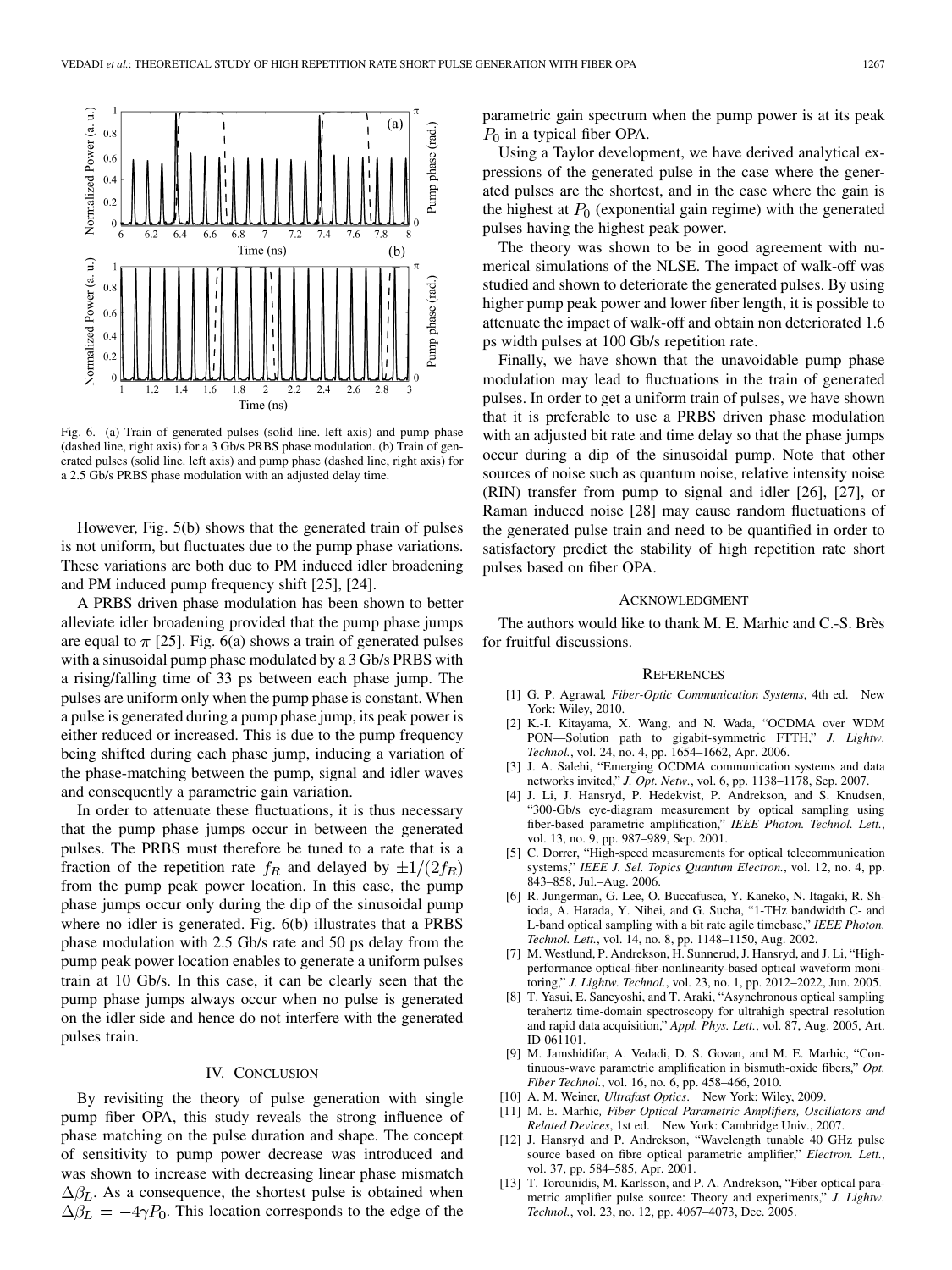Fig. 6. (a) Train of generated pulses (solid line. left axis) and pump phase (dashed line, right axis) for a 3 Gb/s PRBS phase modulation. (b) Train of generated pulses (solid line. left axis) and pump phase (dashed line, right axis) for a 2.5 Gb/s PRBS phase modulation with an adjusted delay time.

However, Fig. 5(b) shows that the generated train of pulses is not uniform, but fluctuates due to the pump phase variations. These variations are both due to PM induced idler broadening and PM induced pump frequency shift [25], [24].

A PRBS driven phase modulation has been shown to better alleviate idler broadening provided that the pump phase jumps are equal to $\pi$ [25]. Fig. 6(a) shows a train of generated pulses with a sinusoidal pump phase modulated by a 3 Gb/s PRBS with a rising/falling time of 33 ps between each phase jump. The pulses are uniform only when the pump phase is constant. When a pulse is generated during a pump phase jump, its peak power is either reduced or increased. This is due to the pump frequency being shifted during each phase jump, inducing a variation of the phase-matching between the pump, signal and idler waves and consequently a parametric gain variation.

In order to attenuate these fluctuations, it is thus necessary that the pump phase jumps occur in between the generated pulses. The PRBS must therefore be tuned to a rate that is a fraction of the repetition rate $f_R$ and delayed by $\pm 1/(2f_R)$ from the pump peak power location. In this case, the pump phase jumps occur only during the dip of the sinusoidal pump where no idler is generated. Fig. 6(b) illustrates that a PRBS phase modulation with 2.5 Gb/s rate and 50 ps delay from the pump peak power location enables to generate a uniform pulses train at 10 Gb/s. In this case, it can be clearly seen that the pump phase jumps always occur when no pulse is generated on the idler side and hence do not interfere with the generated pulses train.

## IV. Conclusion

By revisiting the theory of pulse generation with single pump fiber OPA, this study reveals the strong influence of phase matching on the pulse duration and shape. The concept of sensitivity to pump power decrease was introduced and was shown to increase with decreasing linear phase mismatch $\Delta\beta_L$. As a consequence, the shortest pulse is obtained when $\Delta\beta_L = -4\gamma P_0$. This location corresponds to the edge of the parametric gain spectrum when the pump power is at its peak $P_0$ in a typical fiber OPA.

Using a Taylor development, we have derived analytical expressions of the generated pulse in the case where the generated pulses are the shortest, and in the case where the gain is the highest at $P_0$ (exponential gain regime) with the generated pulses having the highest peak power.

The theory was shown to be in good agreement with numerical simulations of the NLSE. The impact of walk-off was studied and shown to deteriorate the generated pulses. By using higher pump peak power and lower fiber length, it is possible to attenuate the impact of walk-off and obtain non deteriorated 1.6 ps width pulses at 100 Gb/s repetition rate.

Finally, we have shown that the unavoidable pump phase modulation may lead to fluctuations in the train of generated pulses. In order to get a uniform train of pulses, we have shown that it is preferable to use a PRBS driven phase modulation with an adjusted bit rate and time delay so that the phase jumps occur during a dip of the sinusoidal pump. Note that other sources of noise such as quantum noise, relative intensity noise (RIN) transfer from pump to signal and idler [26], [27], or Raman induced noise [28] may cause random fluctuations of the generated pulse train and need to be quantified in order to satisfactory predict the stability of high repetition rate short pulses based on fiber OPA.

## Acknowledgment

The authors would like to thank M. E. Marhic and C.-S. Brès for fruitful discussions.

## References

[1] G. P. Agrawal, *Fiber-Optic Communication Systems*, 4th ed. New York: Wiley, 2010.

[2] K.-I. Kitayama, X. Wang, and N. Wada, "OCDMA over WDM PON—Solution path to gigabit-symmetric FTTH," *J. Lightw. Technol.*, vol. 24, no. 4, pp. 1654–1662, Apr. 2006.

[3] J. A. Salehi, "Emerging OCDMA communication systems and data networks invited," *J. Opt. Netw.*, vol. 6, pp. 1138–1178, Sep. 2007.

[4] J. Li, J. Hansryd, P. Hedekvist, P. Andrekson, and S. Knudsen, "300-Gb/s eye-diagram measurement by optical sampling using fiber-based parametric amplification," *IEEE Photon. Technol. Lett.*, vol. 13, no. 9, pp. 987–989, Sep. 2001.

[5] C. Dorrer, "High-speed measurements for optical telecommunication systems," *IEEE J. Sel. Topics Quantum Electron.*, vol. 12, no. 4, pp. 843–858, Jul.–Aug. 2006.

[6] R. Jungerman, G. Lee, O. Buccafusca, Y. Kaneko, N. Itagaki, R. Shioda, A. Harada, Y. Nihei, and G. Sucha, "1-THz bandwidth C- and L-band optical sampling with a bit rate agile timebase," *IEEE Photon. Technol. Lett.*, vol. 14, no. 8, pp. 1148–1150, Aug. 2002.

[7] M. Westlund, P. Andrekson, H. Sunnerud, J. Hansryd, and J. Li, "High-performance optical-fiber-nonlinearity-based optical waveform monitoring," *J. Lightw. Technol.*, vol. 23, no. 1, pp. 2012–2022, Jun. 2005.

[8] T. Yasui, E. Saneyoshi, and T. Araki, "Asynchronous optical sampling terahertz time-domain spectroscopy for ultrahigh spectral resolution and rapid data acquisition," *Appl. Phys. Lett.*, vol. 87, Aug. 2005, Art. ID 061101.

[9] M. Jamshidifar, A. Vedadi, D. S. Govan, and M. E. Marhic, "Continuous-wave parametric amplification in bismuth-oxide fibers," *Opt. Fiber Technol.*, vol. 16, no. 6, pp. 458–466, 2010.

[10] A. M. Weiner, *Ultrafast Optics*. New York: Wiley, 2009.

[11] M. E. Marhic, *Fiber Optical Parametric Amplifiers, Oscillators and Related Devices*, 1st ed. New York: Cambridge Univ., 2007.

[12] J. Hansryd and P. Andrekson, "Wavelength tunable 40 GHz pulse source based on fibre optical parametric amplifier," *Electron. Lett.*, vol. 37, pp. 584–585, Apr. 2001.

[13] T. Torounidis, M. Karlsson, and P. A. Andrekson, "Fiber optical parametric amplifier pulse source: Theory and experiments," *J. Lightw. Technol.*, vol. 23, no. 12, pp. 4067–4073, Dec. 2005.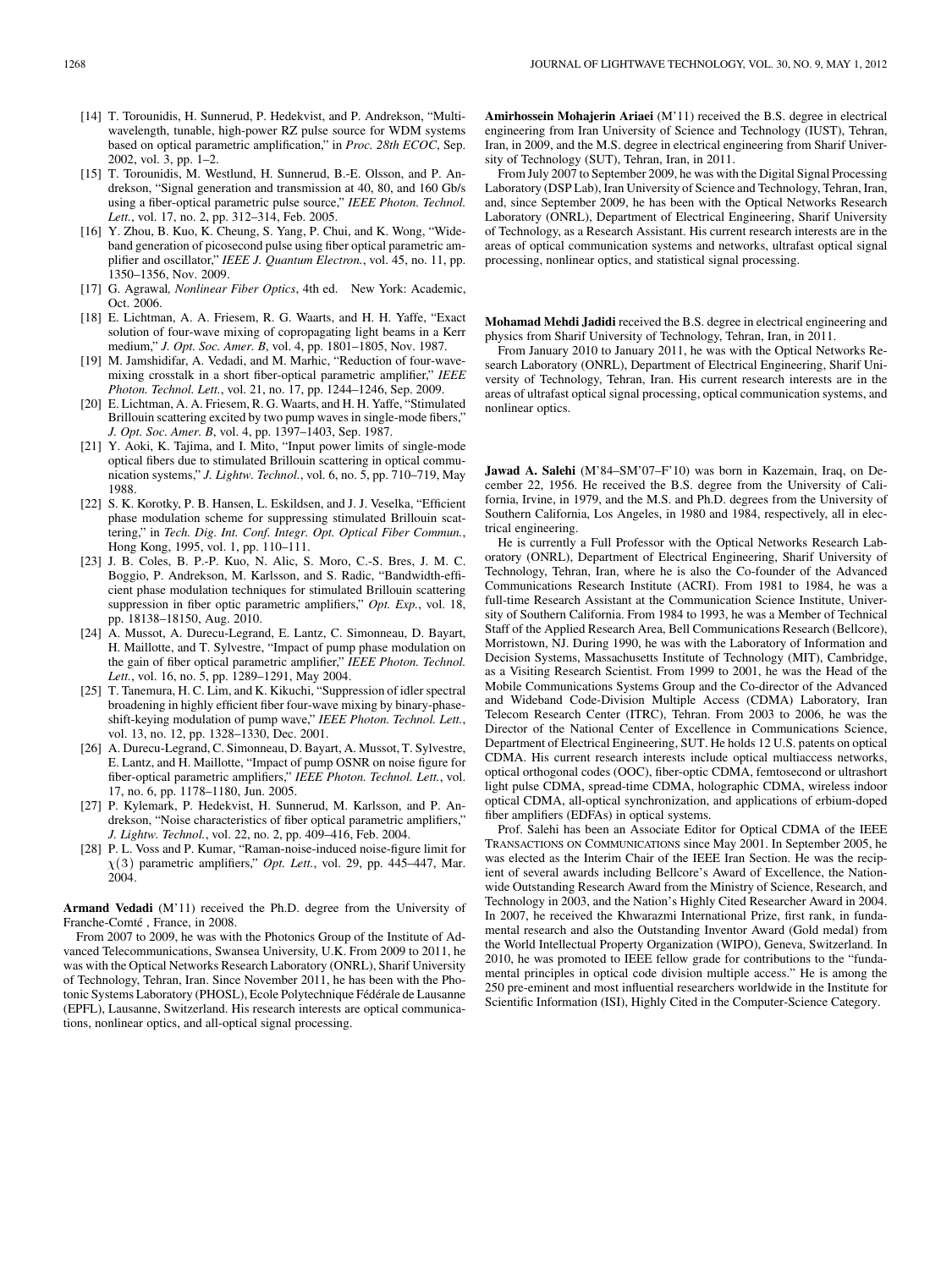[14] T. Torounidis, H. Sunnerud, P. Hedekvist, and P. Andrekson, "Multi-wavelength, tunable, high-power RZ pulse source for WDM systems based on optical parametric amplification," in *Proc. 28th ECOC*, Sep. 2002, vol. 3, pp. 1–2.

[15] T. Torounidis, M. Westlund, H. Sunnerud, B.-E. Olsson, and P. Andrekson, "Signal generation and transmission at 40, 80, and 160 Gb/s using a fiber-optical parametric pulse source," *IEEE Photon. Technol. Lett.*, vol. 17, no. 2, pp. 312–314, Feb. 2005.

[16] Y. Zhou, B. Kuo, K. Cheung, S. Yang, P. Chui, and K. Wong, "Wide-band generation of picosecond pulse using fiber optical parametric amplifier and oscillator," *IEEE J. Quantum Electron.*, vol. 45, no. 11, pp. 1350–1356, Nov. 2009.

[17] G. Agrawal, *Nonlinear Fiber Optics*, 4th ed. New York: Academic, Oct. 2006.

[18] E. Lichtman, A. A. Friesem, R. G. Waarts, and H. H. Yaffe, "Exact solution of four-wave mixing of copropagating light beams in a Kerr medium," *J. Opt. Soc. Amer. B*, vol. 4, pp. 1801–1805, Nov. 1987.

[19] M. Jamshidifar, A. Vedadi, and M. Marhic, "Reduction of four-wave-mixing crosstalk in a short fiber-optical parametric amplifier," *IEEE Photon. Technol. Lett.*, vol. 21, no. 17, pp. 1244–1246, Sep. 2009.

[20] E. Lichtman, A. A. Friesem, R. G. Waarts, and H. H. Yaffe, "Stimulated Brillouin scattering excited by two pump waves in single-mode fibers," *J. Opt. Soc. Amer. B*, vol. 4, pp. 1397–1403, Sep. 1987.

[21] Y. Aoki, K. Tajima, and I. Mito, "Input power limits of single-mode optical fibers due to stimulated Brillouin scattering in optical communication systems," *J. Lightw. Technol.*, vol. 6, no. 5, pp. 710–719, May 1988.

[22] S. K. Korotky, P. B. Hansen, L. Eskildsen, and J. J. Veselka, "Efficient phase modulation scheme for suppressing stimulated Brillouin scattering," in *Tech. Dig. Int. Conf. Integr. Opt. Optical Fiber Commun.*, Hong Kong, 1995, vol. 1, pp. 110–111.

[23] J. B. Coles, B. P.-P. Kuo, N. Alic, S. Moro, C.-S. Bres, J. M. C. Boggio, P. Andrekson, M. Karlsson, and S. Radic, "Bandwidth-efficient phase modulation techniques for stimulated Brillouin scattering suppression in fiber optic parametric amplifiers," *Opt. Exp.*, vol. 18, pp. 18138–18150, Aug. 2010.

[24] A. Mussot, A. Durecu-Legrand, E. Lantz, C. Simonneau, D. Bayart, H. Maillotte, and T. Sylvestre, "Impact of pump phase modulation on the gain of fiber optical parametric amplifier," *IEEE Photon. Technol. Lett.*, vol. 16, no. 5, pp. 1289–1291, May 2004.

[25] T. Tanemura, H. C. Lim, and K. Kikuchi, "Suppression of idler spectral broadening in highly efficient fiber four-wave mixing by binary-phase-shift-keying modulation of pump wave," *IEEE Photon. Technol. Lett.*, vol. 13, no. 12, pp. 1328–1330, Dec. 2001.

[26] A. Durecu-Legrand, C. Simonneau, D. Bayart, A. Mussot, T. Sylvestre, E. Lantz, and H. Maillotte, "Impact of pump OSNR on noise figure for fiber-optical parametric amplifiers," *IEEE Photon. Technol. Lett.*, vol. 17, no. 6, pp. 1178–1180, Jun. 2005.

[27] P. Kylemark, P. Hedekvist, H. Sunnerud, M. Karlsson, and P. Andrekson, "Noise characteristics of fiber optical parametric amplifiers," *J. Lightw. Technol.*, vol. 22, no. 2, pp. 409–416, Feb. 2004.

[28] P. L. Voss and P. Kumar, "Raman-noise-induced noise-figure limit for $\chi(3)$ parametric amplifiers," *Opt. Lett.*, vol. 29, pp. 445–447, Mar. 2004.

**Armand Vedadi** (M'11) received the Ph.D. degree from the University of Franche-Comté , France, in 2008.

From 2007 to 2009, he was with the Photonics Group of the Institute of Advanced Telecommunications, Swansea University, U.K. From 2009 to 2011, he was with the Optical Networks Research Laboratory (ONRL), Sharif University of Technology, Tehran, Iran. Since November 2011, he has been with the Photonic Systems Laboratory (PHOSL), Ecole Polytechnique Fédérale de Lausanne (EPFL), Lausanne, Switzerland. His research interests are optical communications, nonlinear optics, and all-optical signal processing.

**Amirhossein Mohajerin Ariaei** (M'11) received the B.S. degree in electrical engineering from Iran University of Science and Technology (IUST), Tehran, Iran, in 2009, and the M.S. degree in electrical engineering from Sharif University of Technology (SUT), Tehran, Iran, in 2011.

From July 2007 to September 2009, he was with the Digital Signal Processing Laboratory (DSP Lab), Iran University of Science and Technology, Tehran, Iran, and, since September 2009, he has been with the Optical Networks Research Laboratory (ONRL), Department of Electrical Engineering, Sharif University of Technology, as a Research Assistant. His current research interests are in the areas of optical communication systems and networks, ultrafast optical signal processing, nonlinear optics, and statistical signal processing.

**Mohamad Mehdi Jadidi** received the B.S. degree in electrical engineering and physics from Sharif University of Technology, Tehran, Iran, in 2011.

From January 2010 to January 2011, he was with the Optical Networks Research Laboratory (ONRL), Department of Electrical Engineering, Sharif University of Technology, Tehran, Iran. His current research interests are in the areas of ultrafast optical signal processing, optical communication systems, and nonlinear optics.

**Jawad A. Salehi** (M'84–SM'07–F'10) was born in Kazemain, Iraq, on December 22, 1956. He received the B.S. degree from the University of California, Irvine, in 1979, and the M.S. and Ph.D. degrees from the University of Southern California, Los Angeles, in 1980 and 1984, respectively, all in electrical engineering.

He is currently a Full Professor with the Optical Networks Research Laboratory (ONRL), Department of Electrical Engineering, Sharif University of Technology, Tehran, Iran, where he is also the Co-founder of the Advanced Communications Research Institute (ACRI). From 1981 to 1984, he was a full-time Research Assistant at the Communication Science Institute, University of Southern California. From 1984 to 1993, he was a Member of Technical Staff of the Applied Research Area, Bell Communications Research (Bellcore), Morristown, NJ. During 1990, he was with the Laboratory of Information and Decision Systems, Massachusetts Institute of Technology (MIT), Cambridge, as a Visiting Research Scientist. From 1999 to 2001, he was the Head of the Mobile Communications Systems Group and the Co-director of the Advanced and Wideband Code-Division Multiple Access (CDMA) Laboratory, Iran Telecom Research Center (ITRC), Tehran. From 2003 to 2006, he was the Director of the National Center of Excellence in Communications Science, Department of Electrical Engineering, SUT. He holds 12 U.S. patents on optical CDMA. His current research interests include optical multiaccess networks, optical orthogonal codes (OOC), fiber-optic CDMA, femtosecond or ultrashort light pulse CDMA, spread-time CDMA, holographic CDMA, wireless indoor optical CDMA, all-optical synchronization, and applications of erbium-doped fiber amplifiers (EDFAs) in optical systems.

Prof. Salehi has been an Associate Editor for Optical CDMA of the IEEE TRANSACTIONS ON COMMUNICATIONS since May 2001. In September 2005, he was elected as the Interim Chair of the IEEE Iran Section. He was the recipient of several awards including Bellcore's Award of Excellence, the Nationwide Outstanding Research Award from the Ministry of Science, Research, and Technology in 2003, and the Nation's Highly Cited Researcher Award in 2004. In 2007, he received the Khwarazmi International Prize, first rank, in fundamental research and also the Outstanding Inventor Award (Gold medal) from the World Intellectual Property Organization (WIPO), Geneva, Switzerland. In 2010, he was promoted to IEEE fellow grade for contributions to the "fundamental principles in optical code division multiple access." He is among the 250 pre-eminent and most influential researchers worldwide in the Institute for Scientific Information (ISI), Highly Cited in the Computer-Science Category.